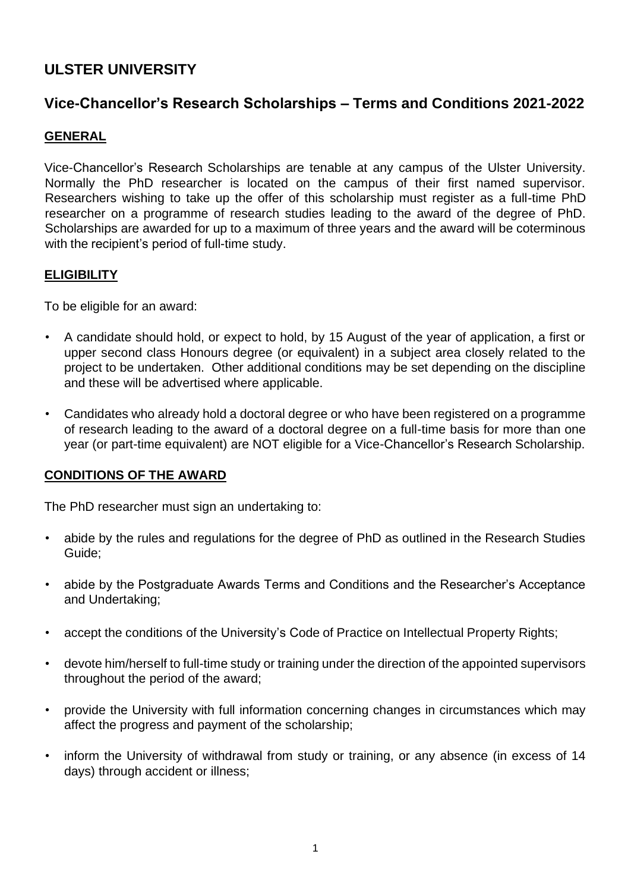# ULSTER UNIVERSITY

## Vice-Chancellor's Research Scholarships – Terms and Conditions 2021-2022

### GENERAL

Vice-Chancellor's Research Scholarships are tenable at any campus of the Ulster University. Normally the PhD researcher is located on the campus of their first named supervisor. Researchers wishing to take up the offer of this scholarship must register as a full-time PhD researcher on a programme of research studies leading to the award of the degree of PhD. Scholarships are awarded for up to a maximum of three years and the award will be coterminous with the recipient's period of full-time study.

### ELIGIBILITY

To be eligible for an award:

- A candidate should hold, or expect to hold, by 15 August of the year of application, a first or upper second class Honours degree (or equivalent) in a subject area closely related to the project to be undertaken. Other additional conditions may be set depending on the discipline and these will be advertised where applicable.
- Candidates who already hold a doctoral degree or who have been registered on a programme of research leading to the award of a doctoral degree on a full-time basis for more than one year (or part-time equivalent) are NOT eligible for a Vice-Chancellor's Research Scholarship.

### CONDITIONS OF THE AWARD

The PhD researcher must sign an undertaking to:

- abide by the rules and regulations for the degree of PhD as outlined in the Research Studies Guide;
- abide by the Postgraduate Awards Terms and Conditions and the Researcher's Acceptance and Undertaking;
- accept the conditions of the University's Code of Practice on Intellectual Property Rights;
- devote him/herself to full-time study or training under the direction of the appointed supervisors throughout the period of the award;
- provide the University with full information concerning changes in circumstances which may affect the progress and payment of the scholarship;
- inform the University of withdrawal from study or training, or any absence (in excess of 14 days) through accident or illness;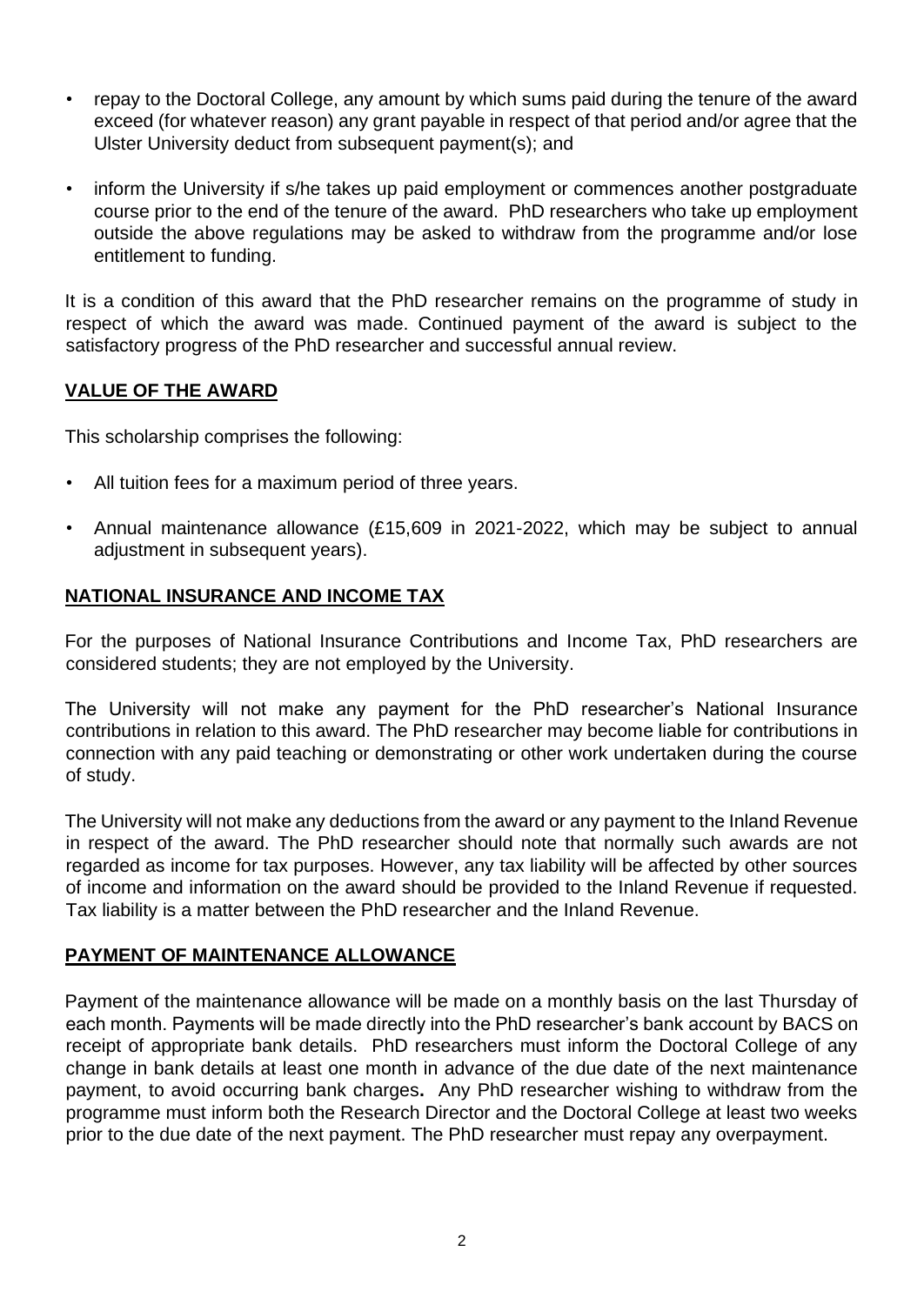- repay to the Doctoral College, any amount by which sums paid during the tenure of the award exceed (for whatever reason) any grant payable in respect of that period and/or agree that the Ulster University deduct from subsequent payment(s); and

- inform the University if s/he takes up paid employment or commences another postgraduate course prior to the end of the tenure of the award. PhD researchers who take up employment outside the above regulations may be asked to withdraw from the programme and/or lose entitlement to funding.

It is a condition of this award that the PhD researcher remains on the programme of study in respect of which the award was made. Continued payment of the award is subject to the satisfactory progress of the PhD researcher and successful annual review.

## VALUE OF THE AWARD

This scholarship comprises the following:

- All tuition fees for a maximum period of three years.

- Annual maintenance allowance (£15,609 in 2021-2022, which may be subject to annual adjustment in subsequent years).

## NATIONAL INSURANCE AND INCOME TAX

For the purposes of National Insurance Contributions and Income Tax, PhD researchers are considered students; they are not employed by the University.

The University will not make any payment for the PhD researcher's National Insurance contributions in relation to this award. The PhD researcher may become liable for contributions in connection with any paid teaching or demonstrating or other work undertaken during the course of study.

The University will not make any deductions from the award or any payment to the Inland Revenue in respect of the award. The PhD researcher should note that normally such awards are not regarded as income for tax purposes. However, any tax liability will be affected by other sources of income and information on the award should be provided to the Inland Revenue if requested. Tax liability is a matter between the PhD researcher and the Inland Revenue.

## PAYMENT OF MAINTENANCE ALLOWANCE

Payment of the maintenance allowance will be made on a monthly basis on the last Thursday of each month. Payments will be made directly into the PhD researcher's bank account by BACS on receipt of appropriate bank details. PhD researchers must inform the Doctoral College of any change in bank details at least one month in advance of the due date of the next maintenance payment, to avoid occurring bank charges**.** Any PhD researcher wishing to withdraw from the programme must inform both the Research Director and the Doctoral College at least two weeks prior to the due date of the next payment. The PhD researcher must repay any overpayment.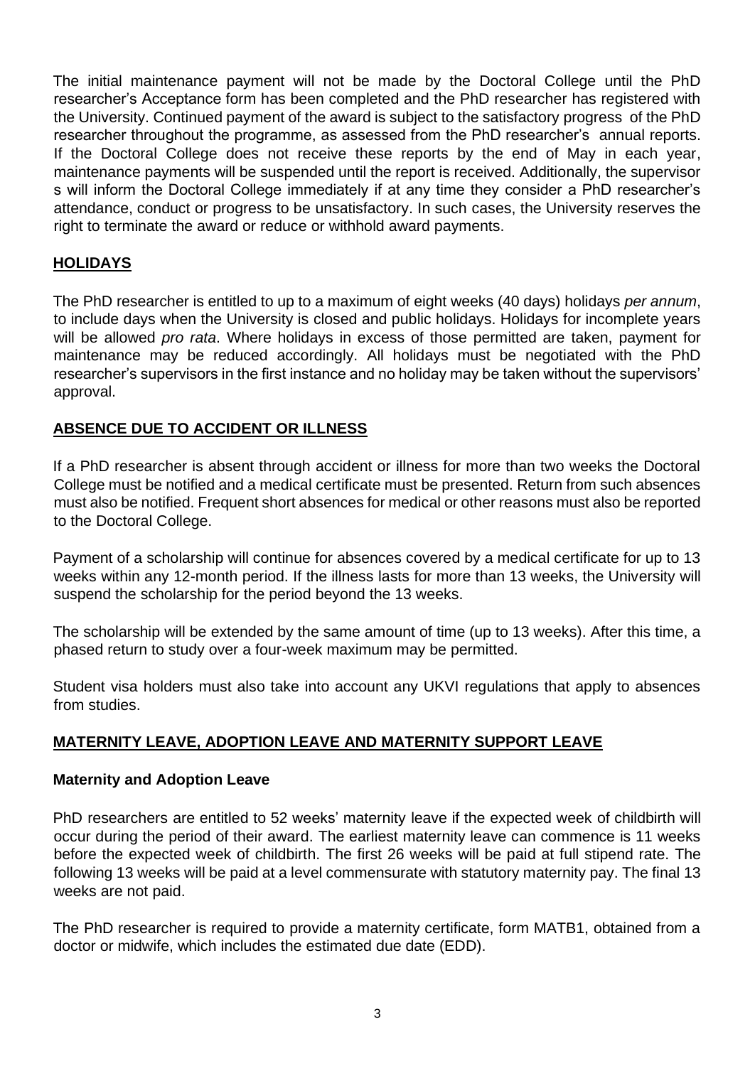The initial maintenance payment will not be made by the Doctoral College until the PhD researcher's Acceptance form has been completed and the PhD researcher has registered with the University. Continued payment of the award is subject to the satisfactory progress of the PhD researcher throughout the programme, as assessed from the PhD researcher's annual reports. If the Doctoral College does not receive these reports by the end of May in each year, maintenance payments will be suspended until the report is received. Additionally, the supervisor s will inform the Doctoral College immediately if at any time they consider a PhD researcher's attendance, conduct or progress to be unsatisfactory. In such cases, the University reserves the right to terminate the award or reduce or withhold award payments.

## HOLIDAYS

The PhD researcher is entitled to up to a maximum of eight weeks (40 days) holidays *per annum*, to include days when the University is closed and public holidays. Holidays for incomplete years will be allowed *pro rata*. Where holidays in excess of those permitted are taken, payment for maintenance may be reduced accordingly. All holidays must be negotiated with the PhD researcher's supervisors in the first instance and no holiday may be taken without the supervisors' approval.

## ABSENCE DUE TO ACCIDENT OR ILLNESS

If a PhD researcher is absent through accident or illness for more than two weeks the Doctoral College must be notified and a medical certificate must be presented. Return from such absences must also be notified. Frequent short absences for medical or other reasons must also be reported to the Doctoral College.

Payment of a scholarship will continue for absences covered by a medical certificate for up to 13 weeks within any 12-month period. If the illness lasts for more than 13 weeks, the University will suspend the scholarship for the period beyond the 13 weeks.

The scholarship will be extended by the same amount of time (up to 13 weeks). After this time, a phased return to study over a four-week maximum may be permitted.

Student visa holders must also take into account any UKVI regulations that apply to absences from studies.

## MATERNITY LEAVE, ADOPTION LEAVE AND MATERNITY SUPPORT LEAVE

### Maternity and Adoption Leave

PhD researchers are entitled to 52 weeks' maternity leave if the expected week of childbirth will occur during the period of their award. The earliest maternity leave can commence is 11 weeks before the expected week of childbirth. The first 26 weeks will be paid at full stipend rate. The following 13 weeks will be paid at a level commensurate with statutory maternity pay. The final 13 weeks are not paid.

The PhD researcher is required to provide a maternity certificate, form MATB1, obtained from a doctor or midwife, which includes the estimated due date (EDD).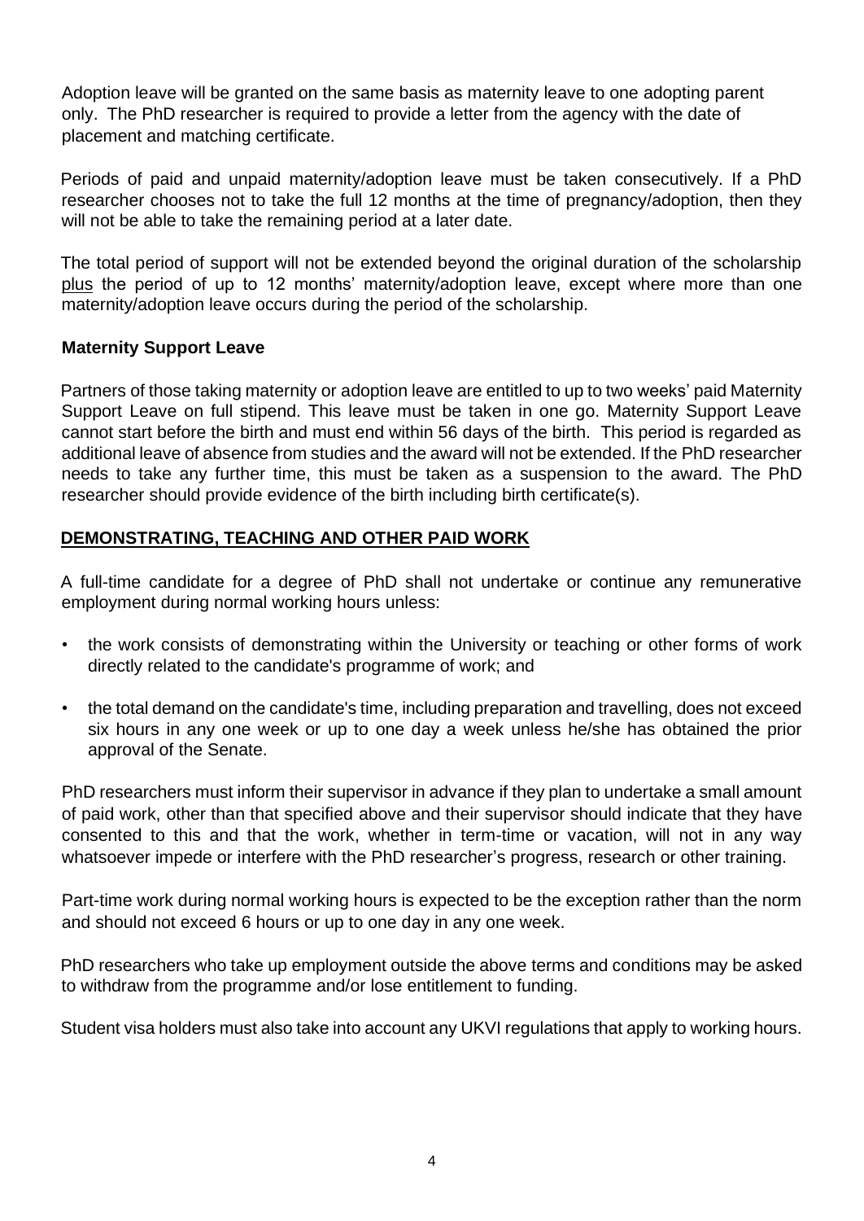Adoption leave will be granted on the same basis as maternity leave to one adopting parent only. The PhD researcher is required to provide a letter from the agency with the date of placement and matching certificate.

Periods of paid and unpaid maternity/adoption leave must be taken consecutively. If a PhD researcher chooses not to take the full 12 months at the time of pregnancy/adoption, then they will not be able to take the remaining period at a later date.

The total period of support will not be extended beyond the original duration of the scholarship plus the period of up to 12 months' maternity/adoption leave, except where more than one maternity/adoption leave occurs during the period of the scholarship.

### Maternity Support Leave

Partners of those taking maternity or adoption leave are entitled to up to two weeks' paid Maternity Support Leave on full stipend. This leave must be taken in one go. Maternity Support Leave cannot start before the birth and must end within 56 days of the birth. This period is regarded as additional leave of absence from studies and the award will not be extended. If the PhD researcher needs to take any further time, this must be taken as a suspension to the award. The PhD researcher should provide evidence of the birth including birth certificate(s).

## DEMONSTRATING, TEACHING AND OTHER PAID WORK

A full-time candidate for a degree of PhD shall not undertake or continue any remunerative employment during normal working hours unless:

- the work consists of demonstrating within the University or teaching or other forms of work directly related to the candidate's programme of work; and
- the total demand on the candidate's time, including preparation and travelling, does not exceed six hours in any one week or up to one day a week unless he/she has obtained the prior approval of the Senate.

PhD researchers must inform their supervisor in advance if they plan to undertake a small amount of paid work, other than that specified above and their supervisor should indicate that they have consented to this and that the work, whether in term-time or vacation, will not in any way whatsoever impede or interfere with the PhD researcher's progress, research or other training.

Part-time work during normal working hours is expected to be the exception rather than the norm and should not exceed 6 hours or up to one day in any one week.

PhD researchers who take up employment outside the above terms and conditions may be asked to withdraw from the programme and/or lose entitlement to funding.

Student visa holders must also take into account any UKVI regulations that apply to working hours.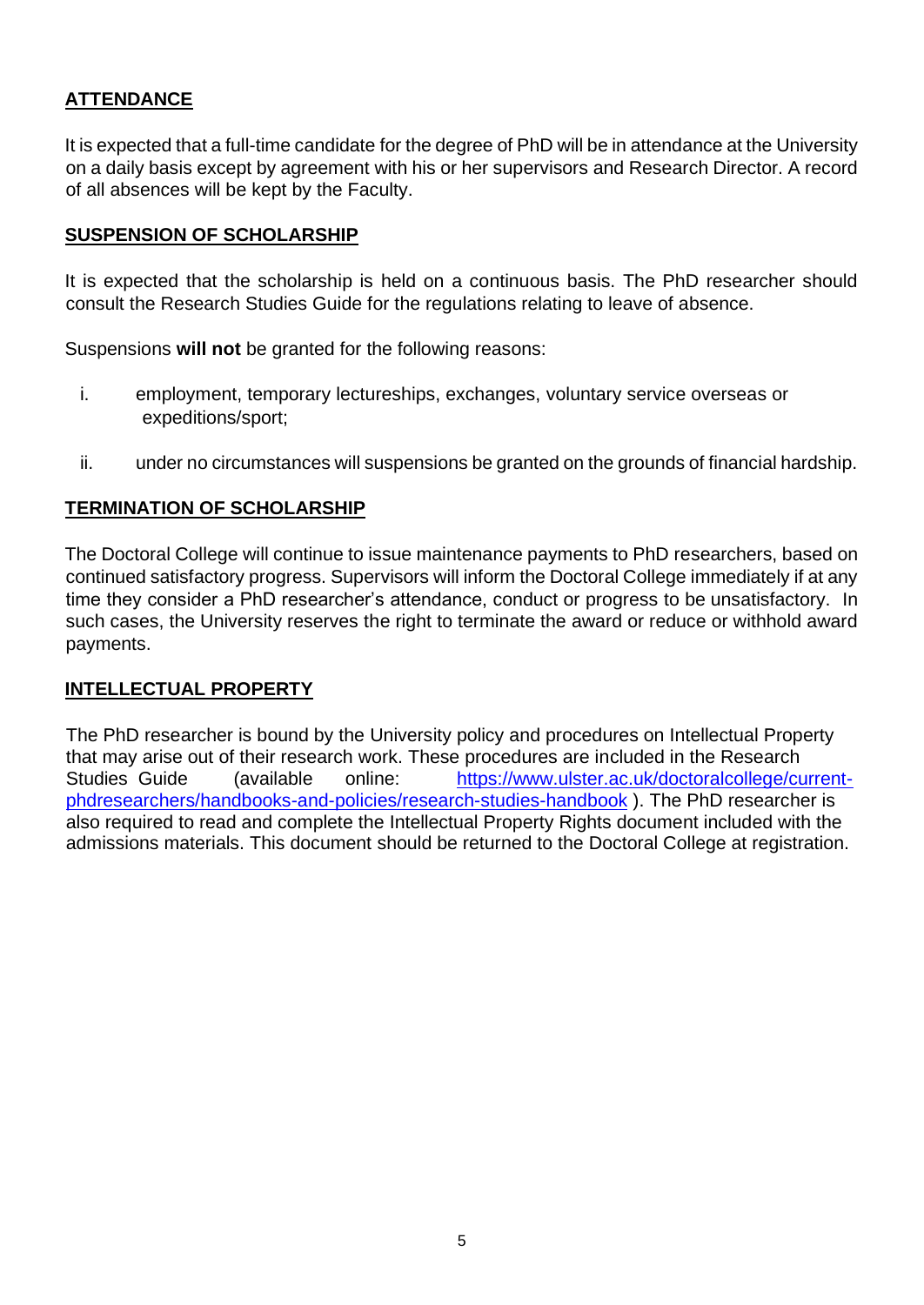## **ATTENDANCE**

It is expected that a full-time candidate for the degree of PhD will be in attendance at the University on a daily basis except by agreement with his or her supervisors and Research Director. A record of all absences will be kept by the Faculty.

## **SUSPENSION OF SCHOLARSHIP**

It is expected that the scholarship is held on a continuous basis. The PhD researcher should consult the Research Studies Guide for the regulations relating to leave of absence.

Suspensions **will not** be granted for the following reasons:

i. employment, temporary lectureships, exchanges, voluntary service overseas or expeditions/sport;

ii. under no circumstances will suspensions be granted on the grounds of financial hardship.

## **TERMINATION OF SCHOLARSHIP**

The Doctoral College will continue to issue maintenance payments to PhD researchers, based on continued satisfactory progress. Supervisors will inform the Doctoral College immediately if at any time they consider a PhD researcher's attendance, conduct or progress to be unsatisfactory. In such cases, the University reserves the right to terminate the award or reduce or withhold award payments.

## **INTELLECTUAL PROPERTY**

The PhD researcher is bound by the University policy and procedures on Intellectual Property that may arise out of their research work. These procedures are included in the Research Studies Guide (available online: https://www.ulster.ac.uk/doctoralcollege/current-phdresearchers/handbooks-and-policies/research-studies-handbook ). The PhD researcher is also required to read and complete the Intellectual Property Rights document included with the admissions materials. This document should be returned to the Doctoral College at registration.